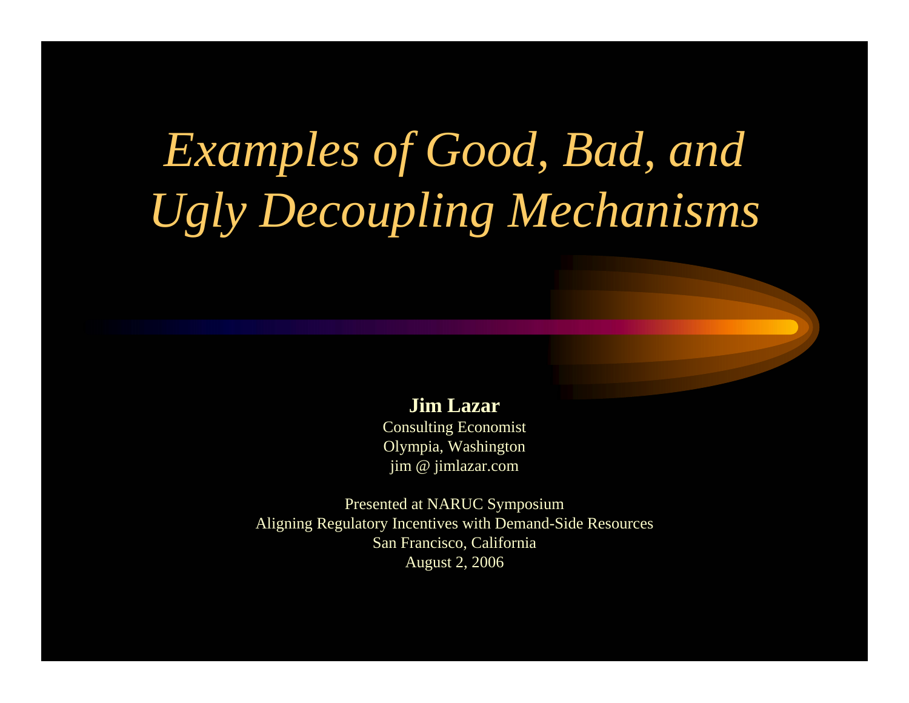# *Examples of Good, Bad, and Ugly Decoupling Mechanisms*

**Jim Lazar**

Consulting Economist

Olympia, Washington

jim @ jimlazar.com

Presented at NARUC Symposium

Aligning Regulatory Incentives with Demand-Side Resources

San Francisco, California

August 2, 2006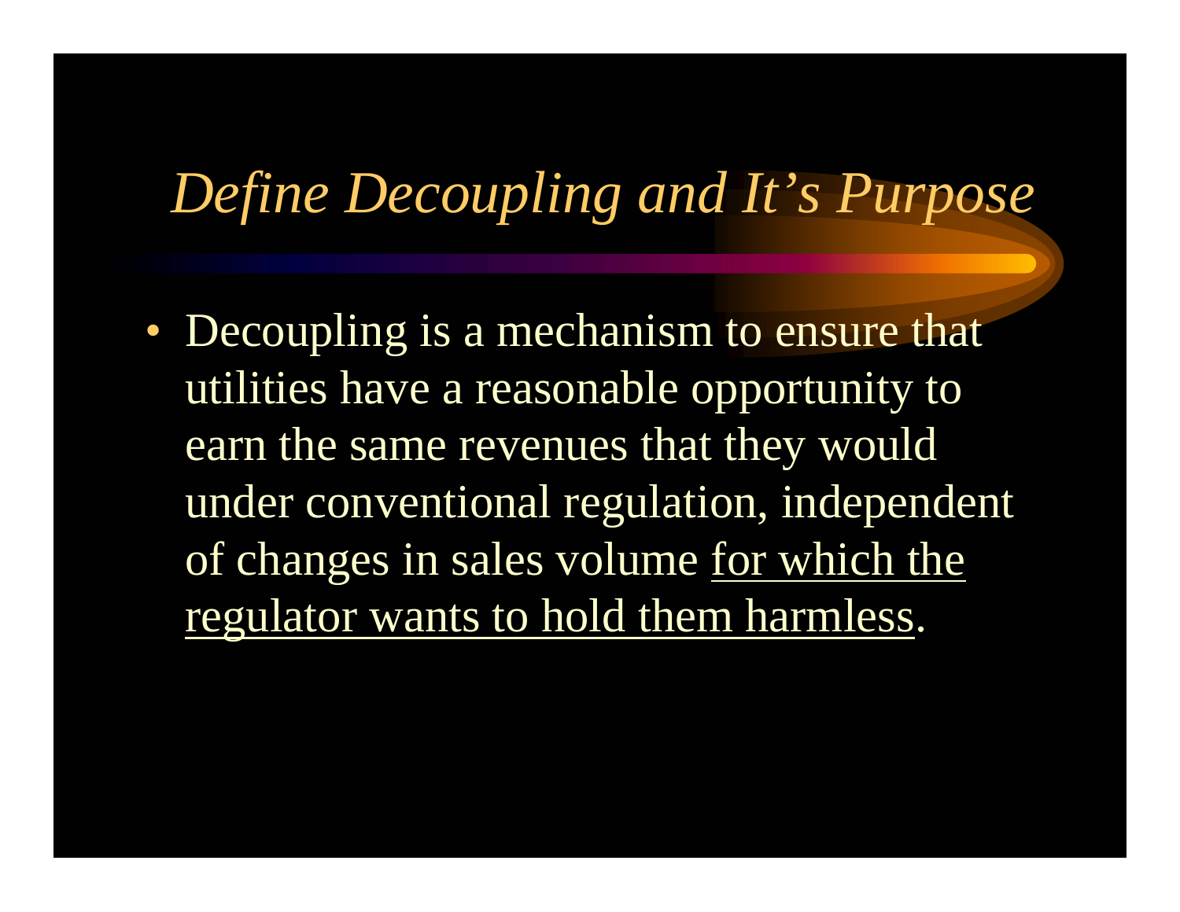# *Define Decoupling and It's Purpose*

- Decoupling is a mechanism to ensure that utilities have a reasonable opportunity to earn the same revenues that they would under conventional regulation, independent of changes in sales volume <u>for which the regulator wants to hold them harmless</u>.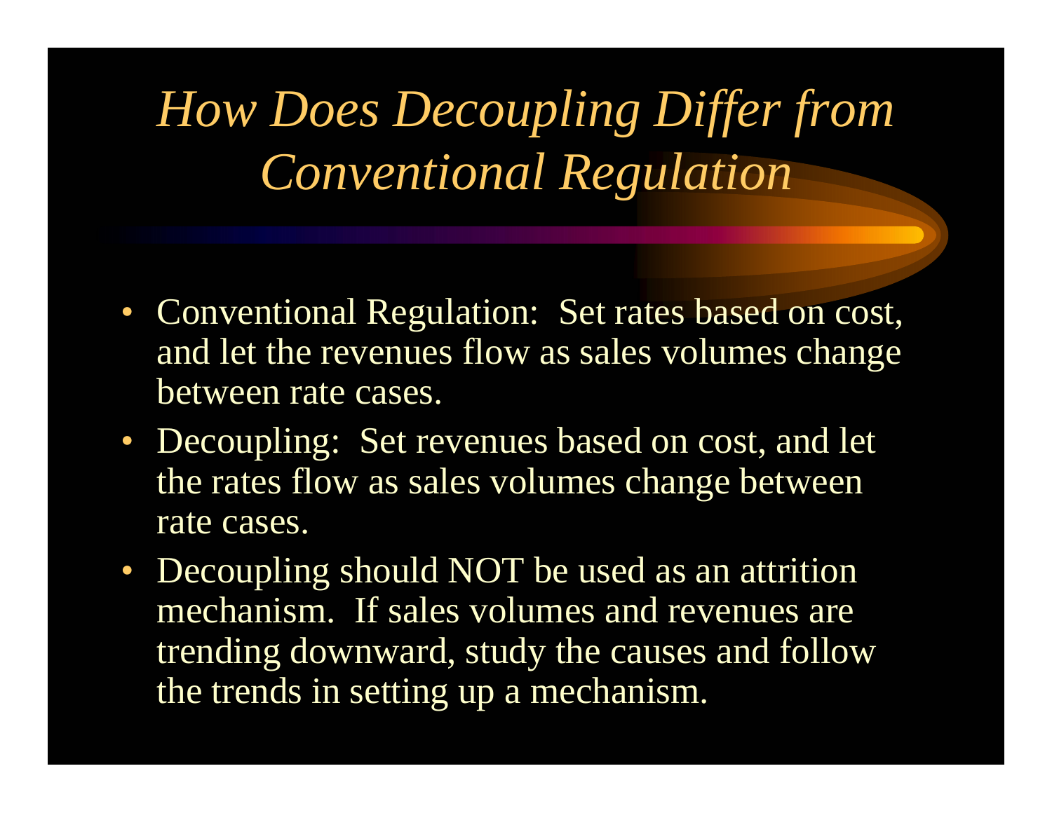# *How Does Decoupling Differ from Conventional Regulation*

- Conventional Regulation: Set rates based on cost, and let the revenues flow as sales volumes change between rate cases.
- Decoupling: Set revenues based on cost, and let the rates flow as sales volumes change between rate cases.
- Decoupling should NOT be used as an attrition mechanism. If sales volumes and revenues are trending downward, study the causes and follow the trends in setting up a mechanism.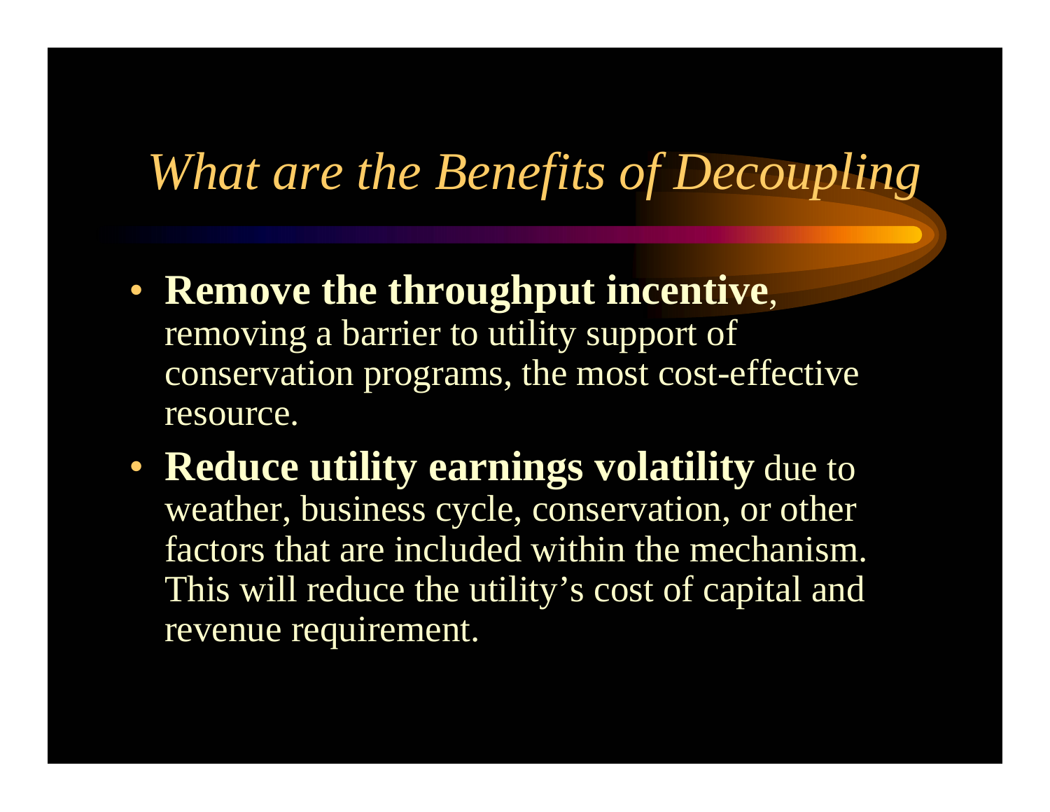# *What are the Benefits of Decoupling*

- **Remove the throughput incentive**, removing a barrier to utility support of conservation programs, the most cost-effective resource.
- **Reduce utility earnings volatility** due to weather, business cycle, conservation, or other factors that are included within the mechanism. This will reduce the utility's cost of capital and revenue requirement.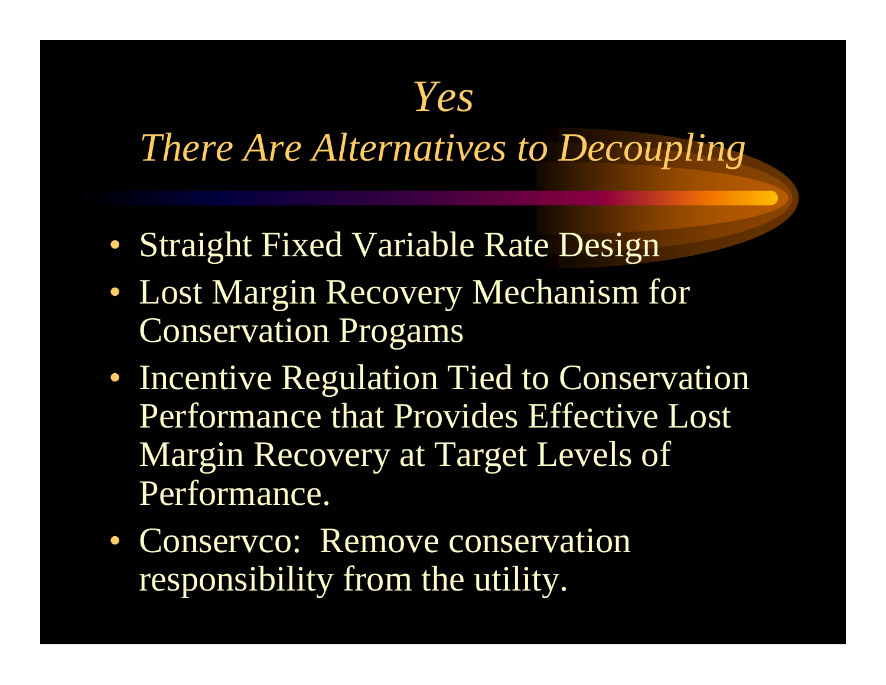# *Yes*
## *There Are Alternatives to Decoupling*

- Straight Fixed Variable Rate Design
- Lost Margin Recovery Mechanism for Conservation Progams
- Incentive Regulation Tied to Conservation Performance that Provides Effective Lost Margin Recovery at Target Levels of Performance.
- Conservco: Remove conservation responsibility from the utility.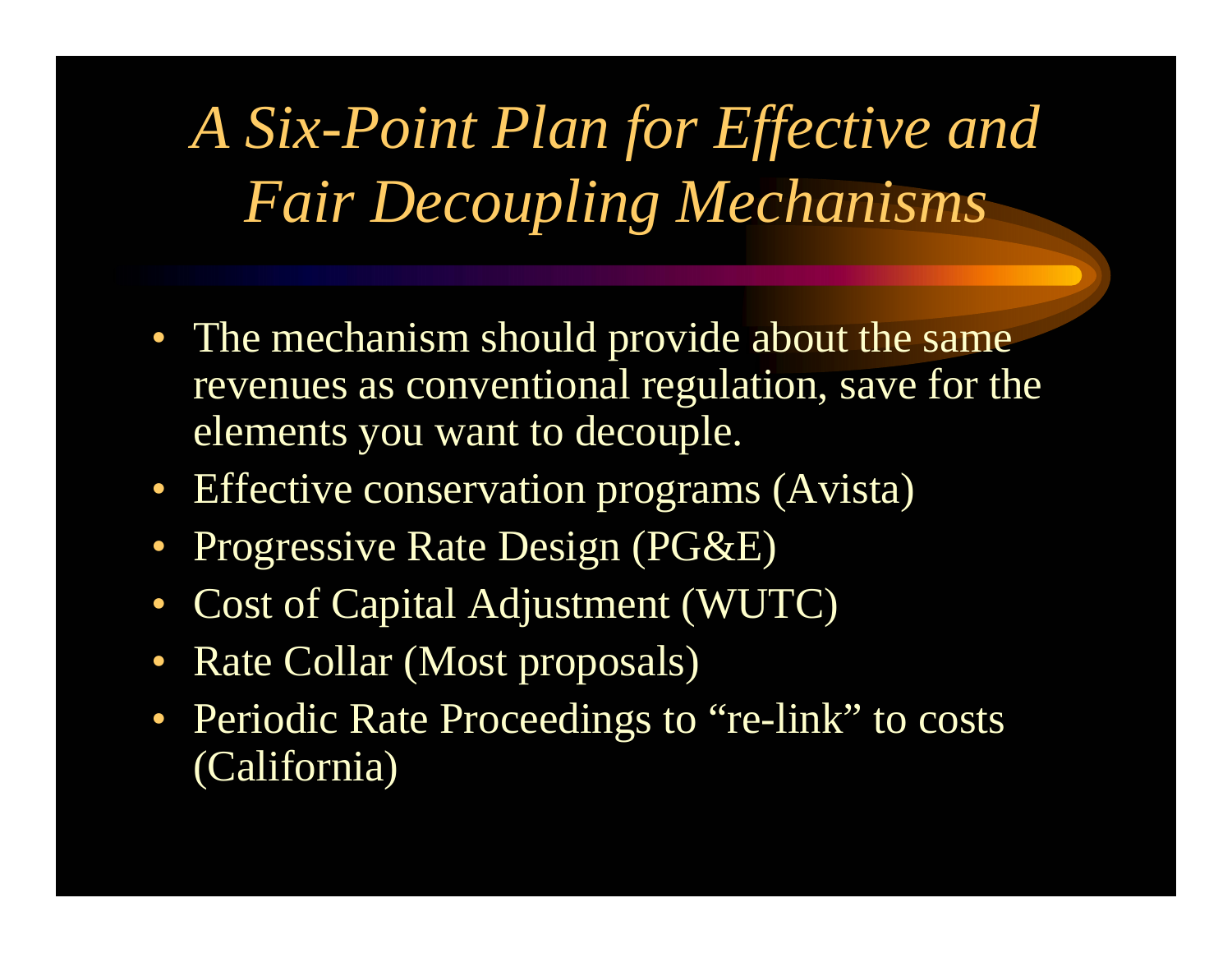# *A Six-Point Plan for Effective and Fair Decoupling Mechanisms*

- The mechanism should provide about the same revenues as conventional regulation, save for the elements you want to decouple.
- Effective conservation programs (Avista)
- Progressive Rate Design (PG&E)
- Cost of Capital Adjustment (WUTC)
- Rate Collar (Most proposals)
- Periodic Rate Proceedings to "re-link" to costs (California)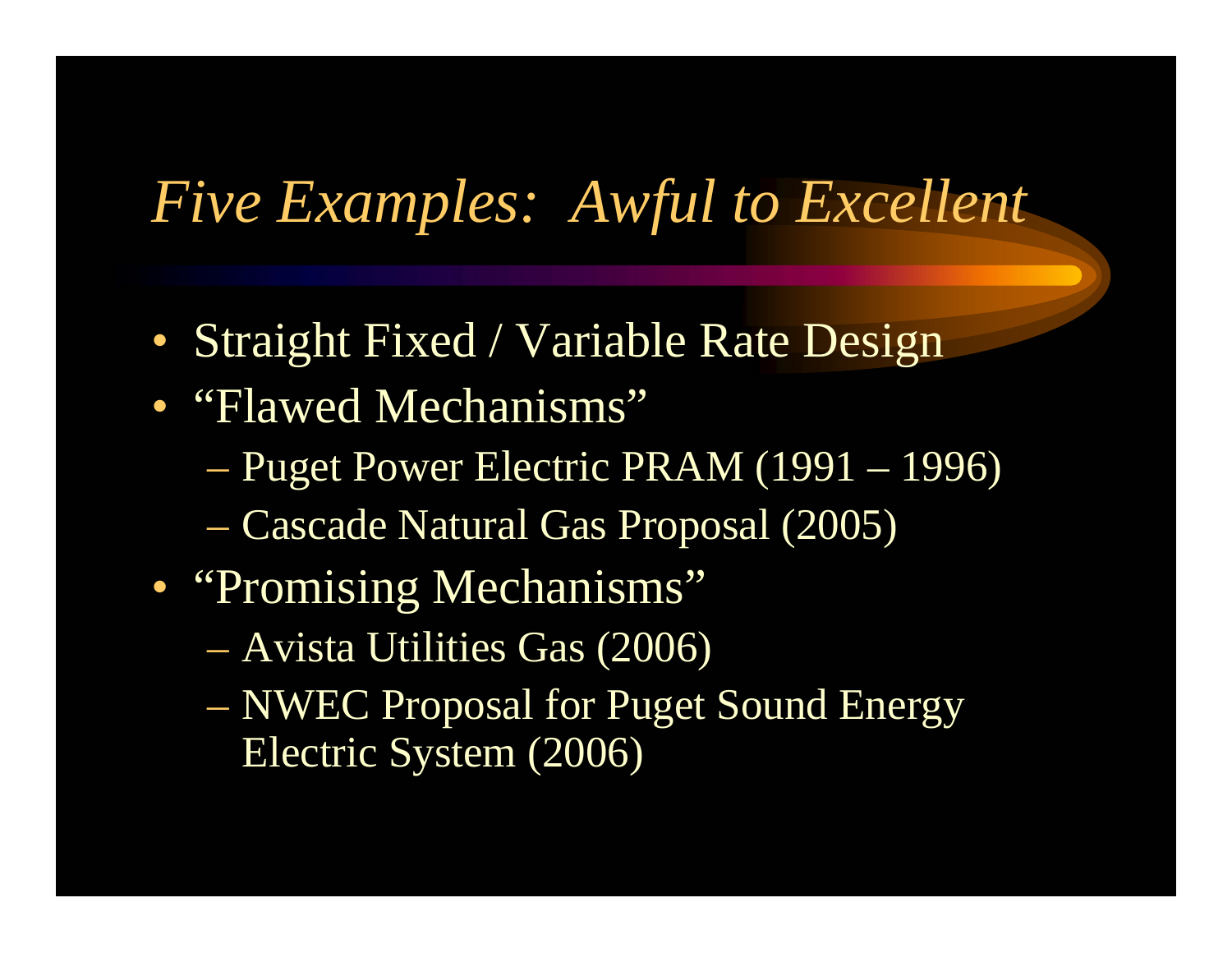# *Five Examples: Awful to Excellent*

- Straight Fixed / Variable Rate Design
- "Flawed Mechanisms"
  - Puget Power Electric PRAM (1991 – 1996)
  - Cascade Natural Gas Proposal (2005)
- "Promising Mechanisms"
  - Avista Utilities Gas (2006)
  - NWEC Proposal for Puget Sound Energy Electric System (2006)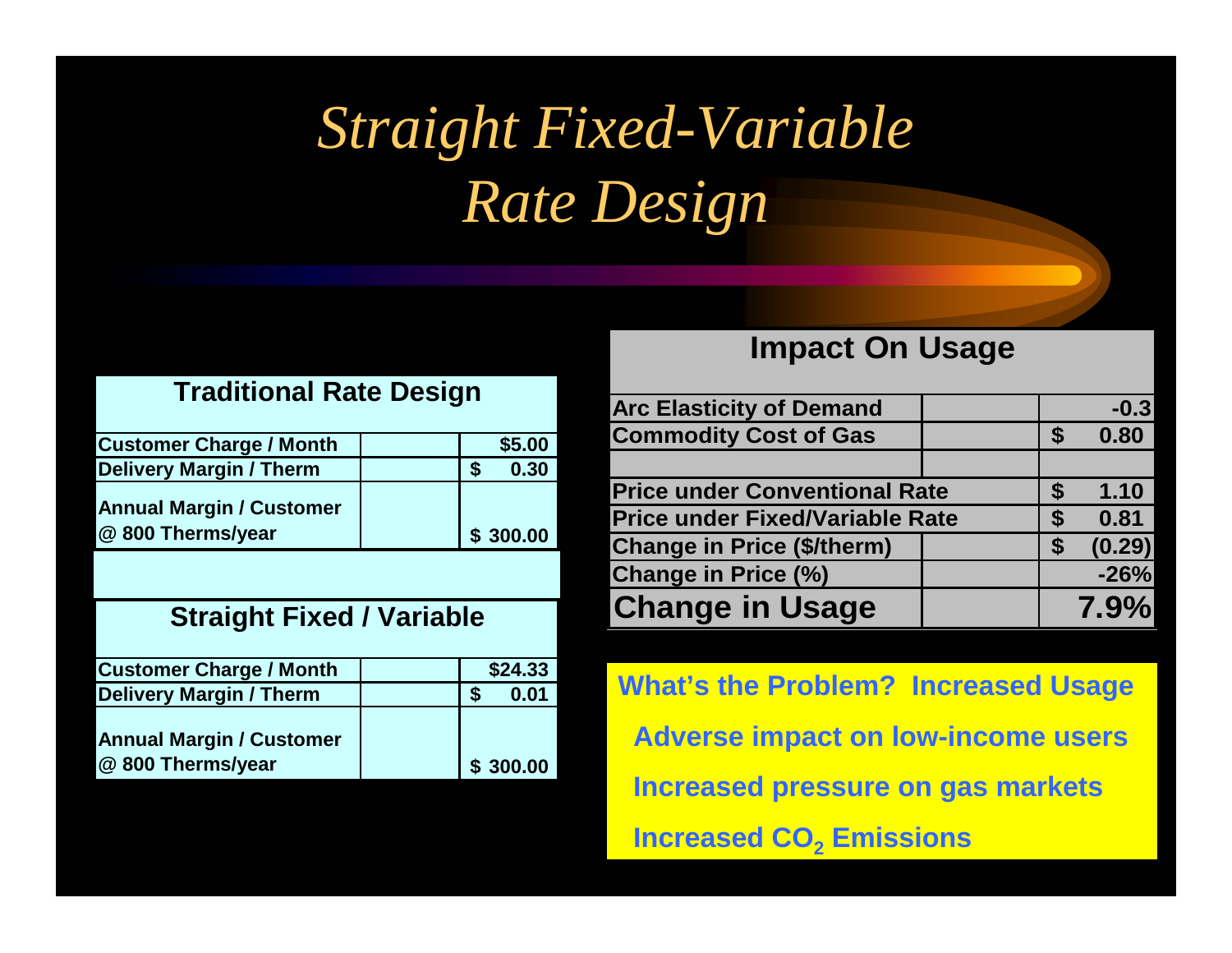# *Straight Fixed-Variable Rate Design*

## Traditional Rate Design

| | | |
|---|---|---|
| Customer Charge / Month | | $5.00 |
| Delivery Margin / Therm | | $ 0.30 |
| Annual Margin / Customer @ 800 Therms/year | | $ 300.00 |

## Straight Fixed / Variable

| | | |
|---|---|---|
| Customer Charge / Month | | $24.33 |
| Delivery Margin / Therm | | $ 0.01 |
| Annual Margin / Customer @ 800 Therms/year | | $ 300.00 |

## Impact On Usage

| | | |
|---|---|---|
| Arc Elasticity of Demand | | -0.3 |
| Commodity Cost of Gas | | $ 0.80 |
| | | |
| Price under Conventional Rate | | $ 1.10 |
| Price under Fixed/Variable Rate | | $ 0.81 |
| Change in Price ($/therm) | | $ (0.29) |
| Change in Price (%) | | -26% |
| **Change in Usage** | | **7.9%** |

**What's the Problem? Increased Usage**

- **Adverse impact on low-income users**
- **Increased pressure on gas markets**
- **Increased $CO_2$ Emissions**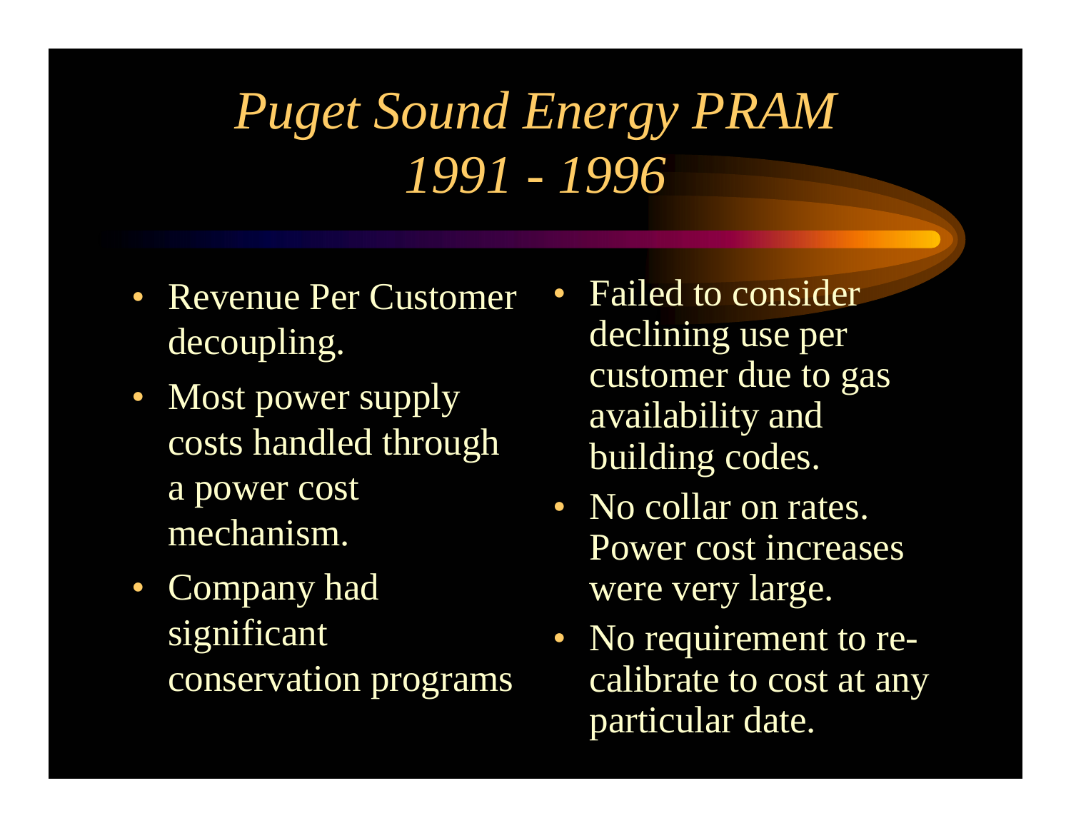# *Puget Sound Energy PRAM 1991 - 1996*

- Revenue Per Customer decoupling.
- Most power supply costs handled through a power cost mechanism.
- Company had significant conservation programs
- Failed to consider declining use per customer due to gas availability and building codes.
- No collar on rates. Power cost increases were very large.
- No requirement to re-calibrate to cost at any particular date.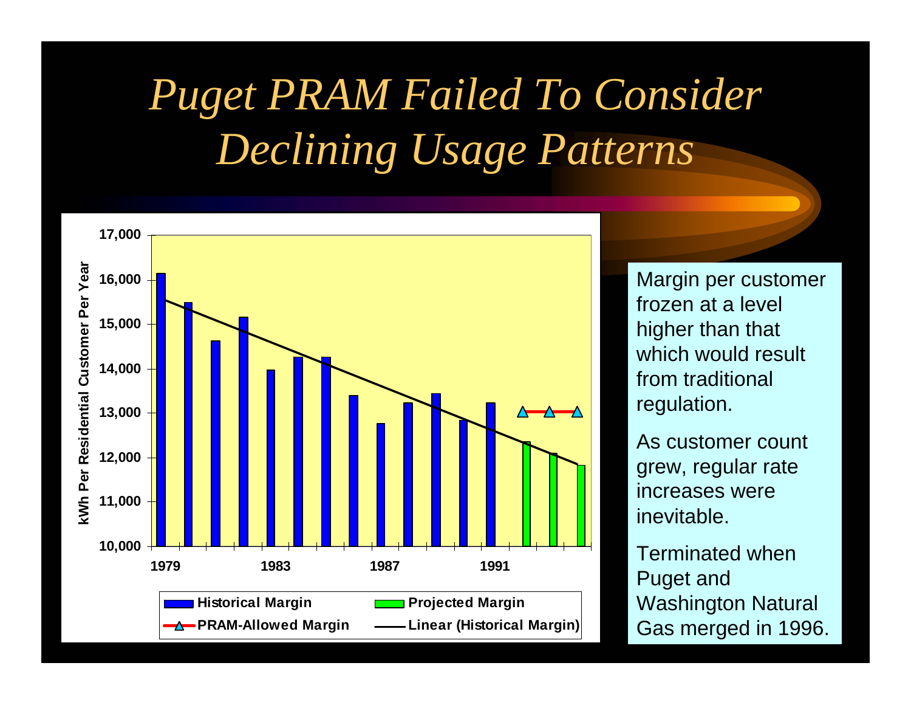# *Puget PRAM Failed To Consider Declining Usage Patterns*

Margin per customer frozen at a level higher than that which would result from traditional regulation.

As customer count grew, regular rate increases were inevitable.

Terminated when Puget and Washington Natural Gas merged in 1996.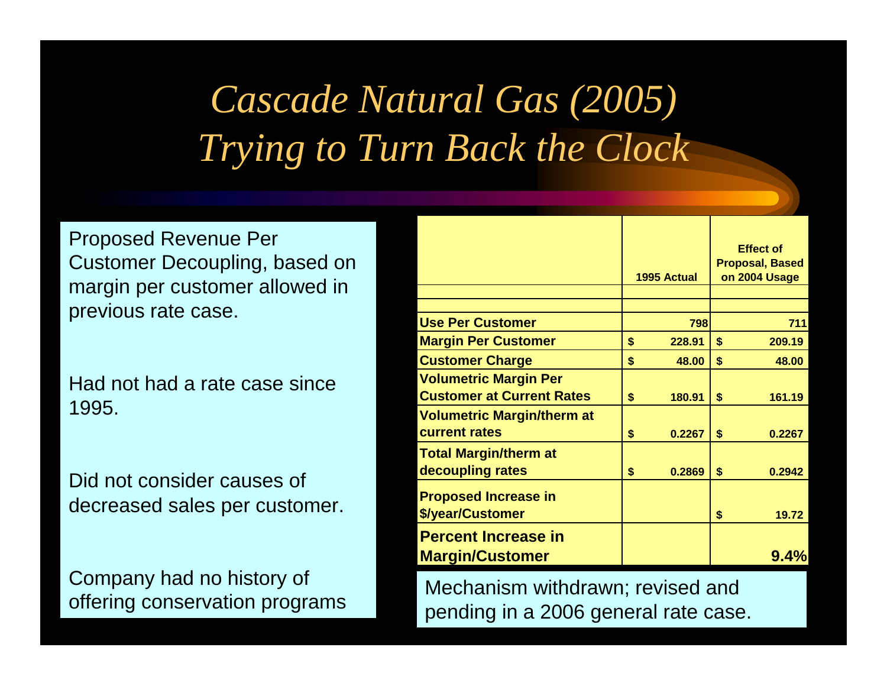# *Cascade Natural Gas (2005)*
# *Trying to Turn Back the Clock*

Proposed Revenue Per Customer Decoupling, based on margin per customer allowed in previous rate case.

Had not had a rate case since 1995.

Did not consider causes of decreased sales per customer.

Company had no history of offering conservation programs

| | 1995 Actual | Effect of Proposal, Based on 2004 Usage |
|---|---|---|
| **Use Per Customer** | **798** | **711** |
| **Margin Per Customer** | **$ 228.91** | **$ 209.19** |
| **Customer Charge** | **$ 48.00** | **$ 48.00** |
| **Volumetric Margin Per Customer at Current Rates** | **$ 180.91** | **$ 161.19** |
| **Volumetric Margin/therm at current rates** | **$ 0.2267** | **$ 0.2267** |
| **Total Margin/therm at decoupling rates** | **$ 0.2869** | **$ 0.2942** |
| **Proposed Increase in $/year/Customer** | | **$ 19.72** |
| **Percent Increase in Margin/Customer** | | **9.4%** |

Mechanism withdrawn; revised and pending in a 2006 general rate case.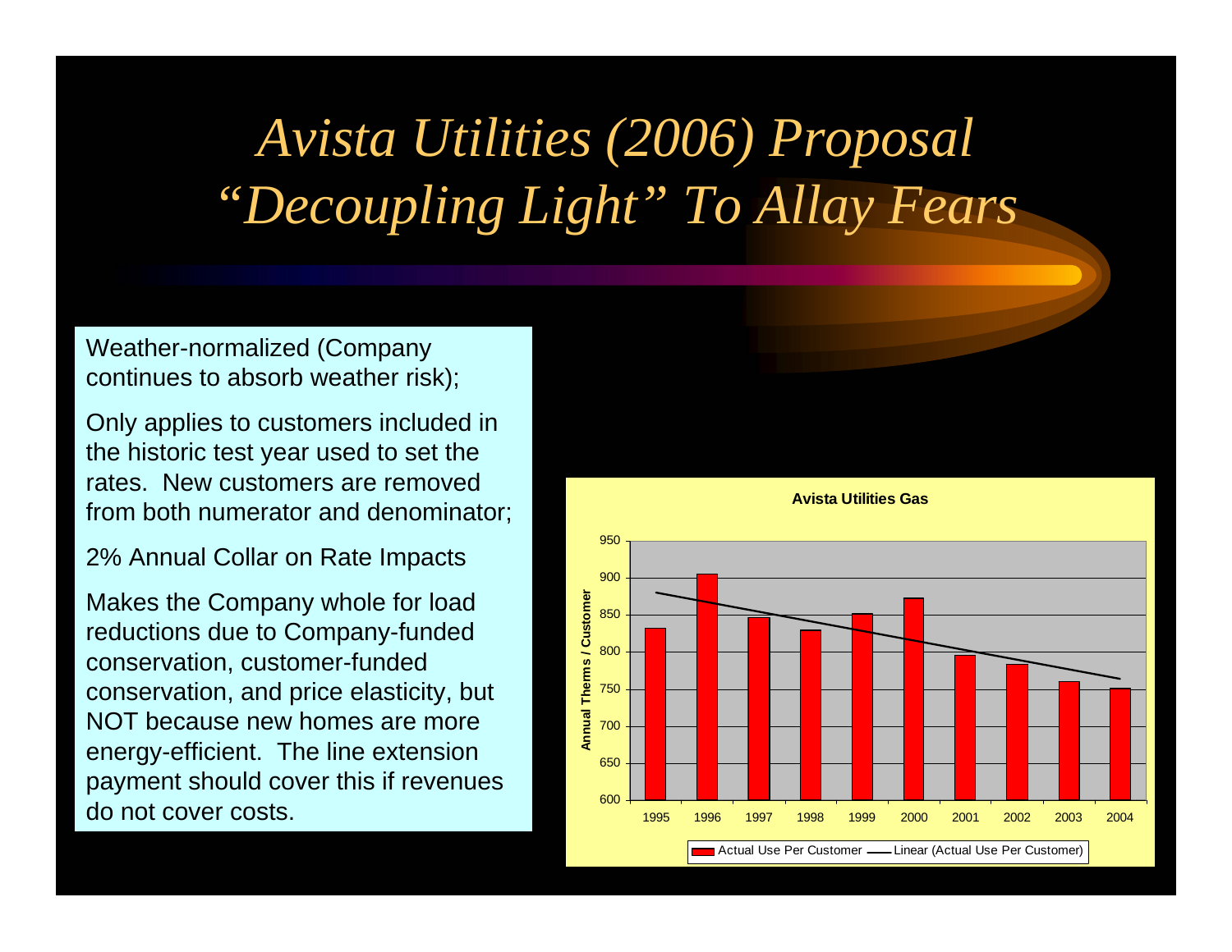# *Avista Utilities (2006) Proposal "Decoupling Light" To Allay Fears*

Weather-normalized (Company continues to absorb weather risk);

Only applies to customers included in the historic test year used to set the rates. New customers are removed from both numerator and denominator;

2% Annual Collar on Rate Impacts

Makes the Company whole for load reductions due to Company-funded conservation, customer-funded conservation, and price elasticity, but NOT because new homes are more energy-efficient. The line extension payment should cover this if revenues do not cover costs.

**Avista Utilities Gas**

Annual Therms / Customer

| Year | Actual Use Per Customer (approx.) |
|---|---|
| 1995 | 832 |
| 1996 | 905 |
| 1997 | 846 |
| 1998 | 829 |
| 1999 | 851 |
| 2000 | 872 |
| 2001 | 795 |
| 2002 | 783 |
| 2003 | 760 |
| 2004 | 751 |

Actual Use Per Customer —— Linear (Actual Use Per Customer)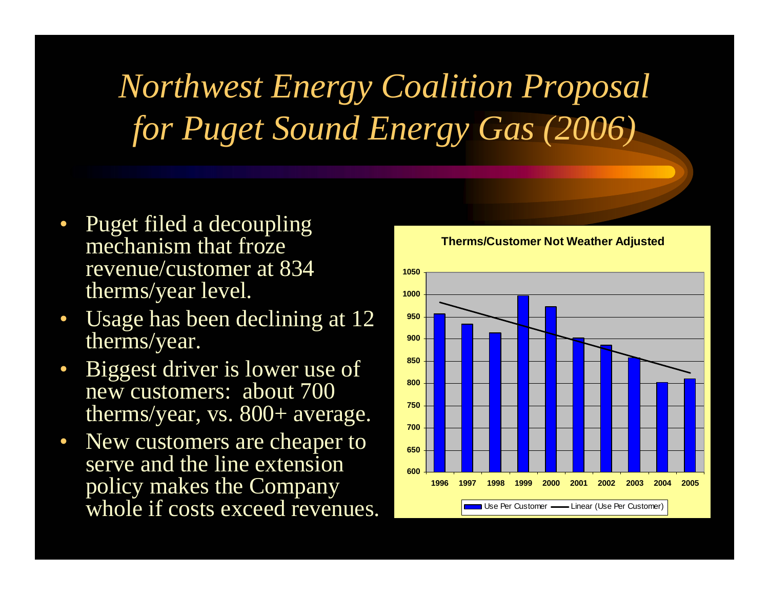# *Northwest Energy Coalition Proposal for Puget Sound Energy Gas (2006)*

- Puget filed a decoupling mechanism that froze revenue/customer at 834 therms/year level.
- Usage has been declining at 12 therms/year.
- Biggest driver is lower use of new customers: about 700 therms/year, vs. 800+ average.
- New customers are cheaper to serve and the line extension policy makes the Company whole if costs exceed revenues.

**Therms/Customer Not Weather Adjusted**

Legend: Use Per Customer (bars); Linear (Use Per Customer) (trend line)

Y-axis: 600–1050; X-axis: 1996–2005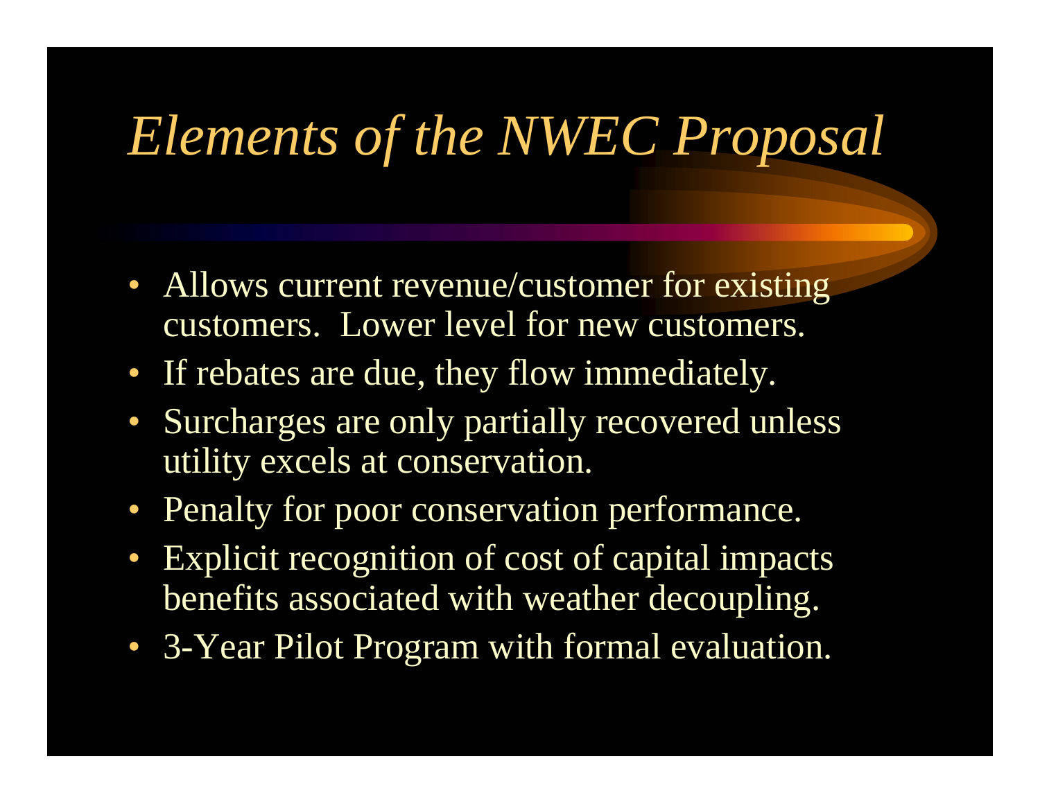# *Elements of the NWEC Proposal*

- Allows current revenue/customer for existing customers. Lower level for new customers.
- If rebates are due, they flow immediately.
- Surcharges are only partially recovered unless utility excels at conservation.
- Penalty for poor conservation performance.
- Explicit recognition of cost of capital impacts benefits associated with weather decoupling.
- 3-Year Pilot Program with formal evaluation.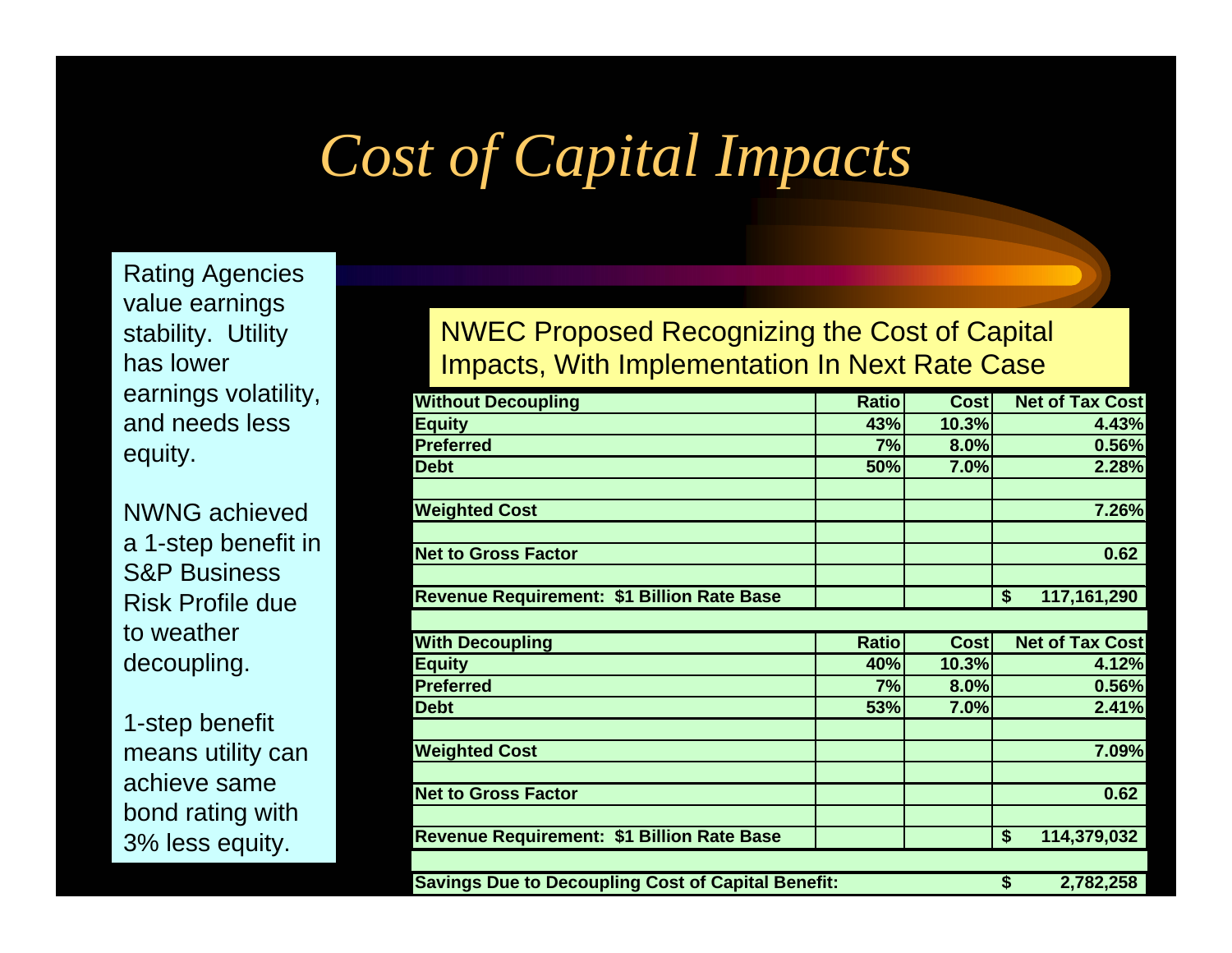# *Cost of Capital Impacts*

Rating Agencies value earnings stability. Utility has lower earnings volatility, and needs less equity.

NWNG achieved a 1-step benefit in S&P Business Risk Profile due to weather decoupling.

1-step benefit means utility can achieve same bond rating with 3% less equity.

NWEC Proposed Recognizing the Cost of Capital Impacts, With Implementation In Next Rate Case

| Without Decoupling | Ratio | Cost | Net of Tax Cost |
|---|---|---|---|
| Equity | 43% | 10.3% | 4.43% |
| Preferred | 7% | 8.0% | 0.56% |
| Debt | 50% | 7.0% | 2.28% |
| | | | |
| Weighted Cost | | | 7.26% |
| | | | |
| Net to Gross Factor | | | 0.62 |
| | | | |
| Revenue Requirement: $1 Billion Rate Base | | | $ 117,161,290 |
| | | | |
| **With Decoupling** | **Ratio** | **Cost** | **Net of Tax Cost** |
| Equity | 40% | 10.3% | 4.12% |
| Preferred | 7% | 8.0% | 0.56% |
| Debt | 53% | 7.0% | 2.41% |
| | | | |
| Weighted Cost | | | 7.09% |
| | | | |
| Net to Gross Factor | | | 0.62 |
| | | | |
| Revenue Requirement: $1 Billion Rate Base | | | $ 114,379,032 |
| | | | |
| Savings Due to Decoupling Cost of Capital Benefit: | | | $ 2,782,258 |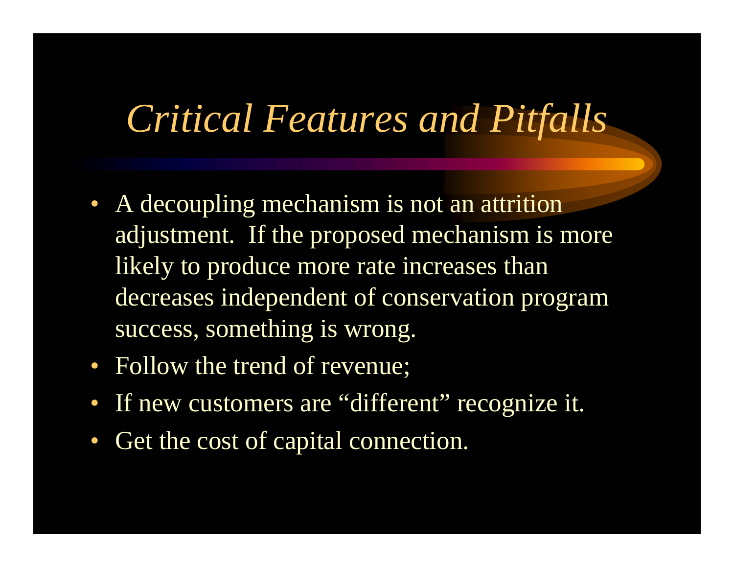# *Critical Features and Pitfalls*

- A decoupling mechanism is not an attrition adjustment. If the proposed mechanism is more likely to produce more rate increases than decreases independent of conservation program success, something is wrong.
- Follow the trend of revenue;
- If new customers are "different" recognize it.
- Get the cost of capital connection.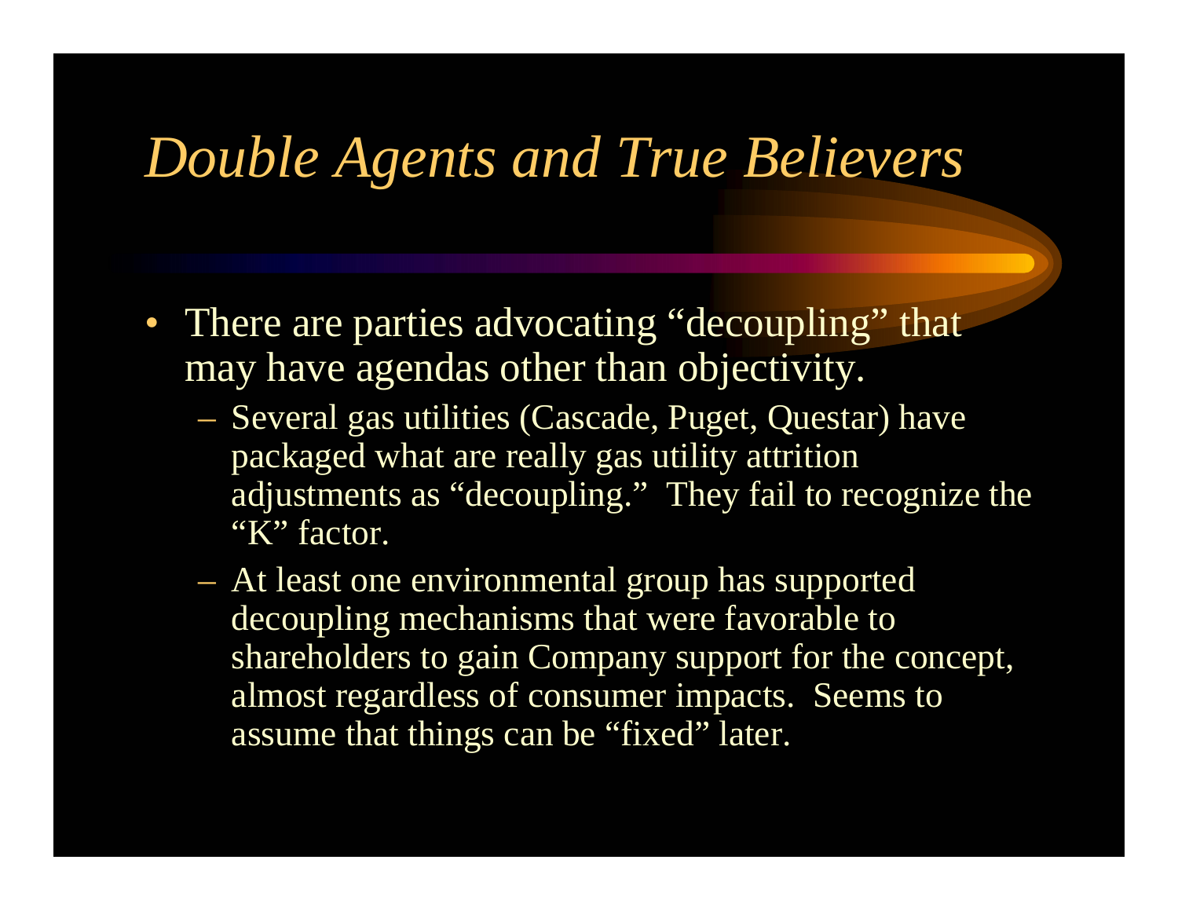# *Double Agents and True Believers*

- There are parties advocating "decoupling" that may have agendas other than objectivity.
  - Several gas utilities (Cascade, Puget, Questar) have packaged what are really gas utility attrition adjustments as "decoupling." They fail to recognize the "K" factor.
  - At least one environmental group has supported decoupling mechanisms that were favorable to shareholders to gain Company support for the concept, almost regardless of consumer impacts. Seems to assume that things can be "fixed" later.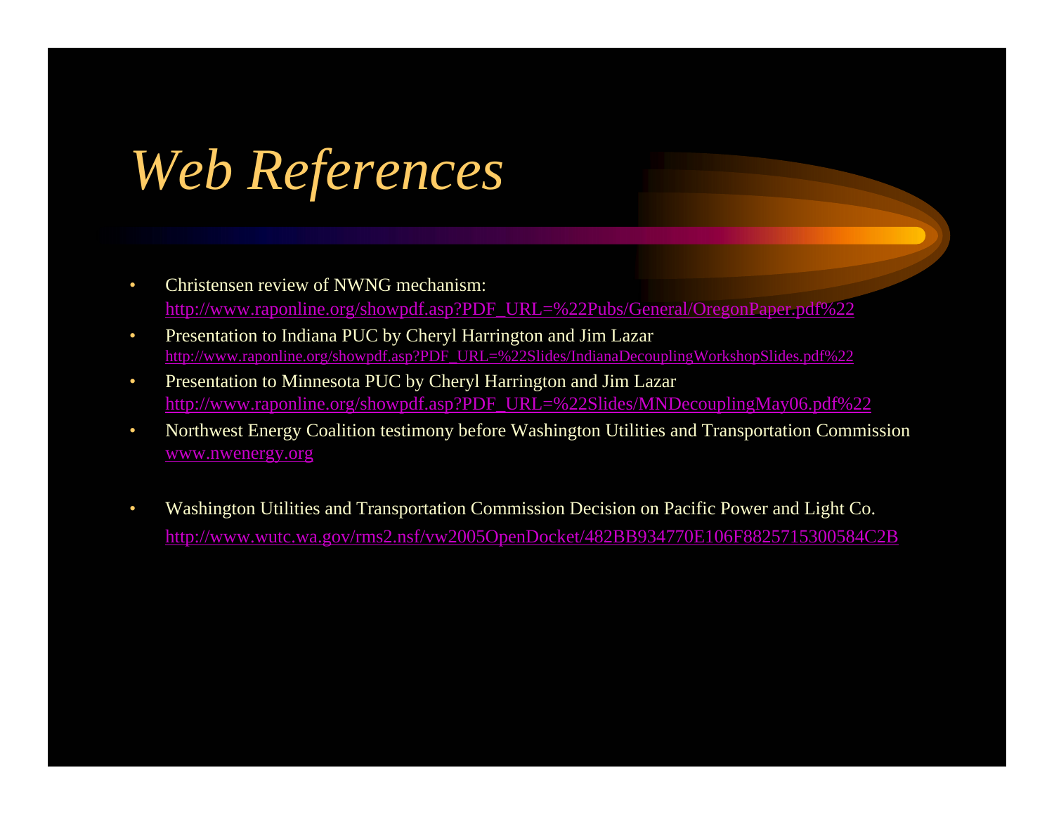# *Web References*

- Christensen review of NWNG mechanism:
  http://www.raponline.org/showpdf.asp?PDF_URL=%22Pubs/General/OregonPaper.pdf%22
- Presentation to Indiana PUC by Cheryl Harrington and Jim Lazar
  http://www.raponline.org/showpdf.asp?PDF_URL=%22Slides/IndianaDecouplingWorkshopSlides.pdf%22
- Presentation to Minnesota PUC by Cheryl Harrington and Jim Lazar
  http://www.raponline.org/showpdf.asp?PDF_URL=%22Slides/MNDecouplingMay06.pdf%22
- Northwest Energy Coalition testimony before Washington Utilities and Transportation Commission
  www.nwenergy.org
- Washington Utilities and Transportation Commission Decision on Pacific Power and Light Co.
  http://www.wutc.wa.gov/rms2.nsf/vw2005OpenDocket/482BB934770E106F8825715300584C2B